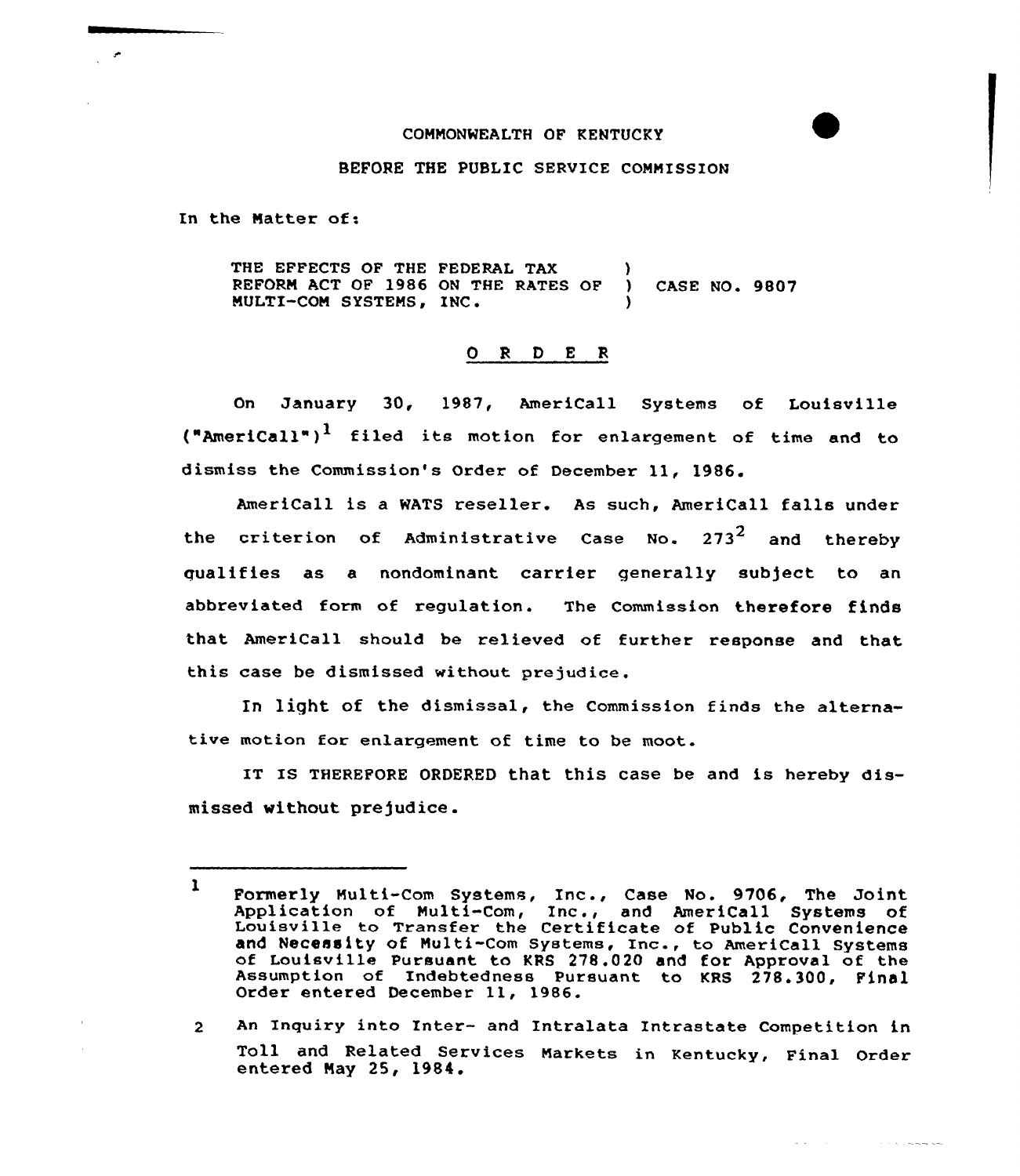COMMONWEALTH OF KENTUCKY

BEFORE THE PUBLIC SERVICE COMMISSION

In the Matter of:

THE EFFECTS OF THE FEDERAL TAX REFORM ACT OF 1986 ON THE RATES OF MULTI-COM SYSTEMS, INC. ) CASE NO. 9807

## O R D E R

On January 30, 1987, AmeriCall Systems of Louisville ("AmeriCall")[1] filed its motion for enlargement of time and to dismiss the Commission's Order of December 11, 1986.

AmeriCall is a WATS reseller. As such, AmeriCall falls under the criterion of Administrative Case No. 273[2] and thereby qualifies as a nondominant carrier generally subject to an abbreviated form of regulation. The Commission therefore finds that AmeriCall should be relieved of further response and that this case be dismissed without prejudice.

In light of the dismissal, the Commission finds the alternative motion for enlargement of time to be moot.

IT IS THEREFORE ORDERED that this case be and is hereby dismissed without prejudice.

---

1 Formerly Multi-Com Systems, Inc., Case No. 9706, The Joint Application of Multi-Com, Inc., and AmeriCall Systems of Louisville to Transfer the Certificate of Public Convenience and Necessity of Multi-Com Systems, Inc., to AmeriCall Systems of Louisville Pursuant to KRS 278.020 and for Approval of the Assumption of Indebtedness Pursuant to KRS 278.300, Final Order entered December 11, 1986.

2 An Inquiry into Inter- and Intralata Intrastate Competition in Toll and Related Services Markets in Kentucky, Final Order entered May 25, 1984.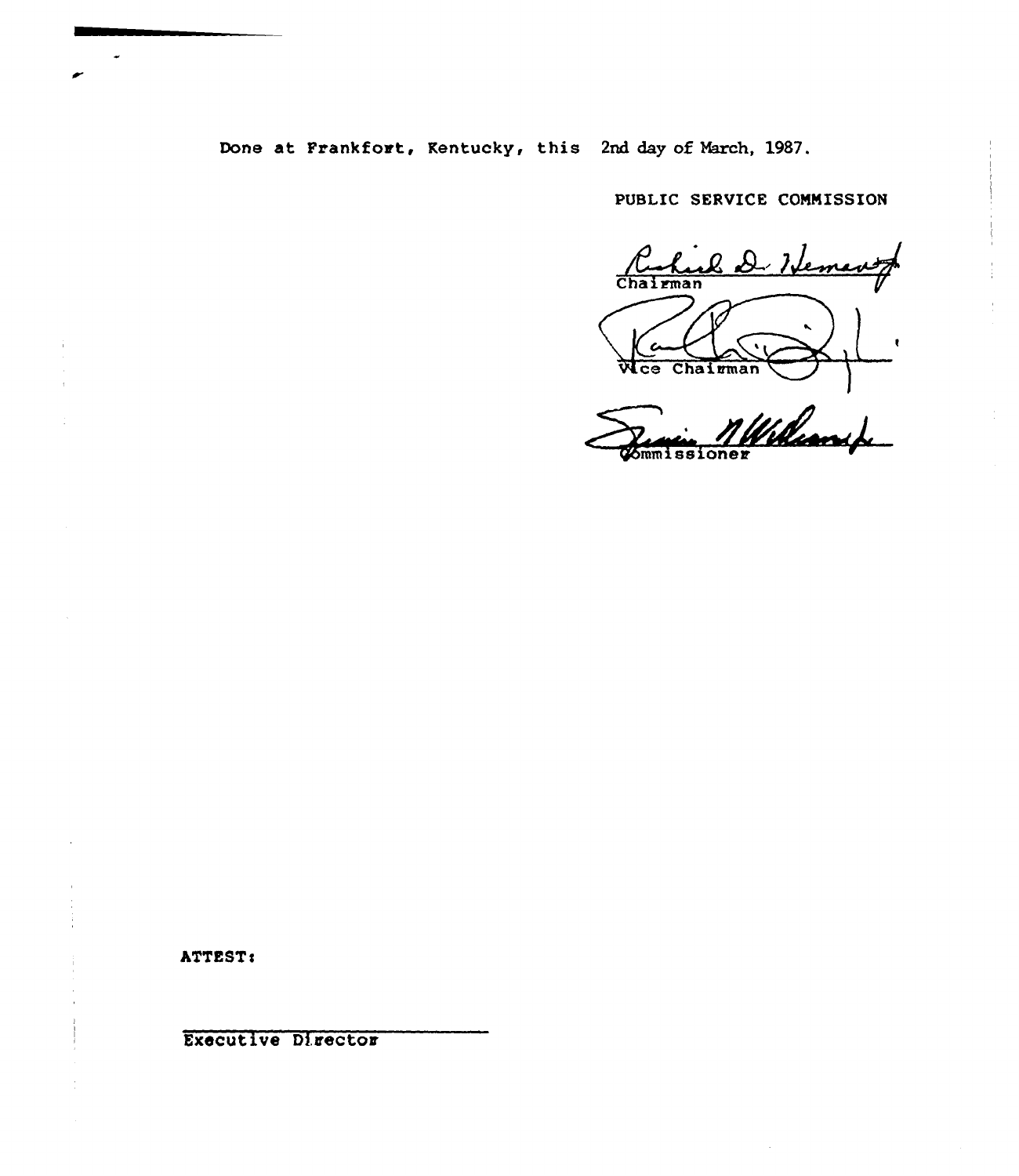Done at Frankfort, Kentucky, this 2nd day of March, 1987.

PUBLIC SERVICE COMMISSION

Chairman

Vice Chairman

Commissioner

ATTEST:

Executive Director